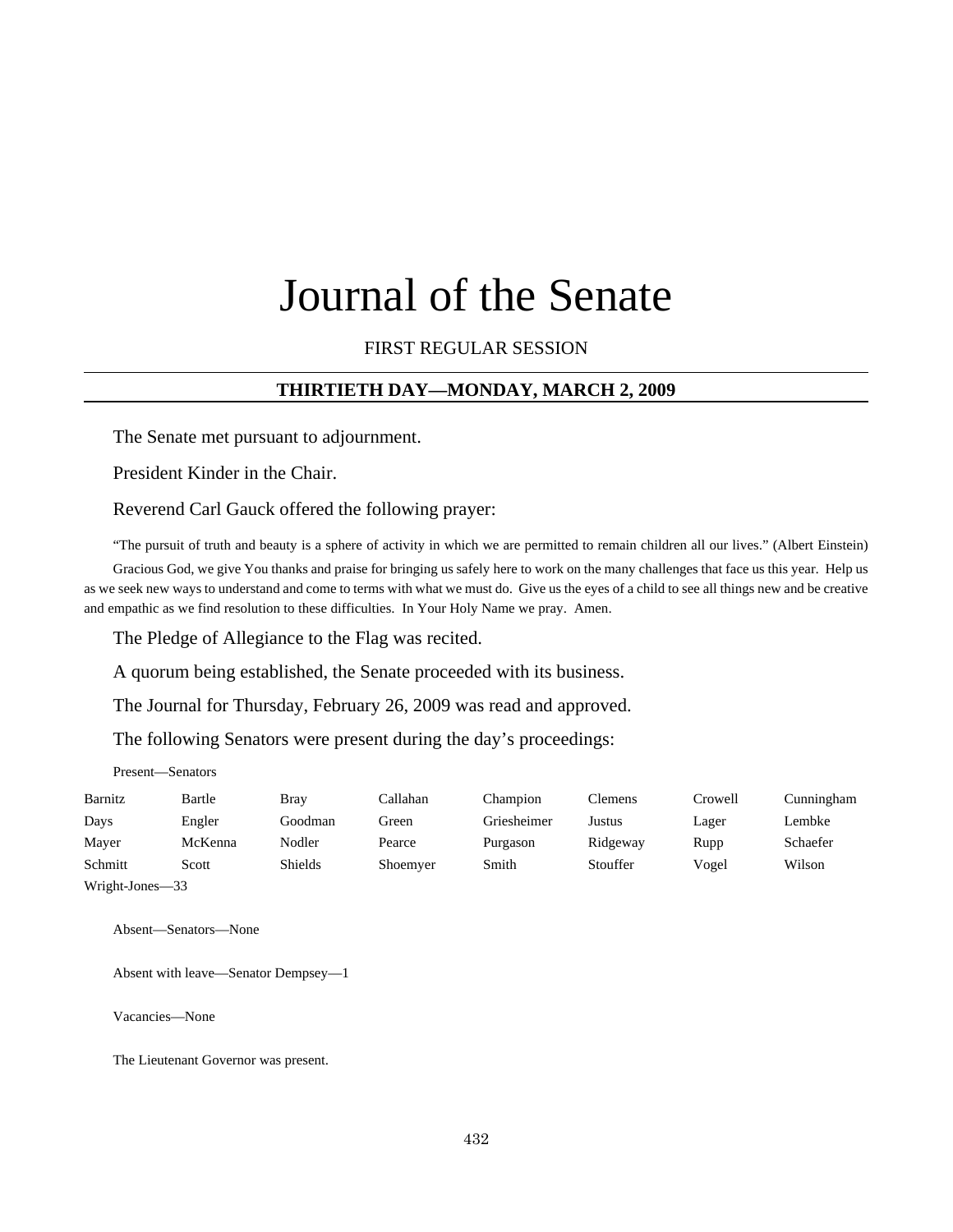# Journal of the Senate

FIRST REGULAR SESSION

## THIRTIETH DAY—MONDAY, MARCH 2, 2009

The Senate met pursuant to adjournment.

President Kinder in the Chair.

Reverend Carl Gauck offered the following prayer:

"The pursuit of truth and beauty is a sphere of activity in which we are permitted to remain children all our lives." (Albert Einstein)

Gracious God, we give You thanks and praise for bringing us safely here to work on the many challenges that face us this year. Help us as we seek new ways to understand and come to terms with what we must do. Give us the eyes of a child to see all things new and be creative and empathic as we find resolution to these difficulties. In Your Holy Name we pray. Amen.

The Pledge of Allegiance to the Flag was recited.

A quorum being established, the Senate proceeded with its business.

The Journal for Thursday, February 26, 2009 was read and approved.

The following Senators were present during the day's proceedings:

Present—Senators

| | | | | | | | |
|---|---|---|---|---|---|---|---|
| Barnitz | Bartle | Bray | Callahan | Champion | Clemens | Crowell | Cunningham |
| Days | Engler | Goodman | Green | Griesheimer | Justus | Lager | Lembke |
| Mayer | McKenna | Nodler | Pearce | Purgason | Ridgeway | Rupp | Schaefer |
| Schmitt | Scott | Shields | Shoemyer | Smith | Stouffer | Vogel | Wilson |
| Wright-Jones—33 | | | | | | | |

Absent—Senators—None

Absent with leave—Senator Dempsey—1

Vacancies—None

The Lieutenant Governor was present.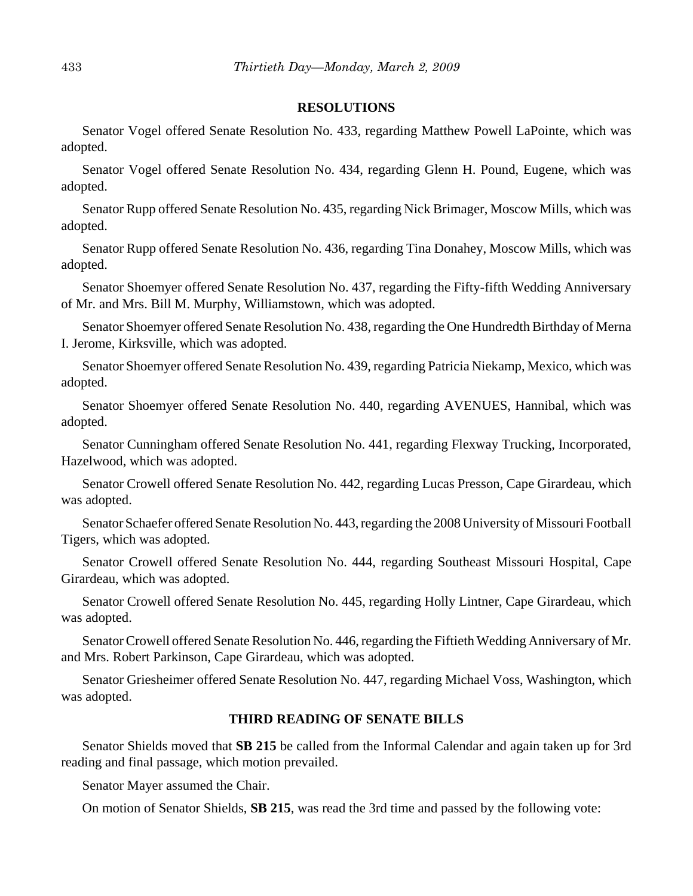## RESOLUTIONS

Senator Vogel offered Senate Resolution No. 433, regarding Matthew Powell LaPointe, which was adopted.

Senator Vogel offered Senate Resolution No. 434, regarding Glenn H. Pound, Eugene, which was adopted.

Senator Rupp offered Senate Resolution No. 435, regarding Nick Brimager, Moscow Mills, which was adopted.

Senator Rupp offered Senate Resolution No. 436, regarding Tina Donahey, Moscow Mills, which was adopted.

Senator Shoemyer offered Senate Resolution No. 437, regarding the Fifty-fifth Wedding Anniversary of Mr. and Mrs. Bill M. Murphy, Williamstown, which was adopted.

Senator Shoemyer offered Senate Resolution No. 438, regarding the One Hundredth Birthday of Merna I. Jerome, Kirksville, which was adopted.

Senator Shoemyer offered Senate Resolution No. 439, regarding Patricia Niekamp, Mexico, which was adopted.

Senator Shoemyer offered Senate Resolution No. 440, regarding AVENUES, Hannibal, which was adopted.

Senator Cunningham offered Senate Resolution No. 441, regarding Flexway Trucking, Incorporated, Hazelwood, which was adopted.

Senator Crowell offered Senate Resolution No. 442, regarding Lucas Presson, Cape Girardeau, which was adopted.

Senator Schaefer offered Senate Resolution No. 443, regarding the 2008 University of Missouri Football Tigers, which was adopted.

Senator Crowell offered Senate Resolution No. 444, regarding Southeast Missouri Hospital, Cape Girardeau, which was adopted.

Senator Crowell offered Senate Resolution No. 445, regarding Holly Lintner, Cape Girardeau, which was adopted.

Senator Crowell offered Senate Resolution No. 446, regarding the Fiftieth Wedding Anniversary of Mr. and Mrs. Robert Parkinson, Cape Girardeau, which was adopted.

Senator Griesheimer offered Senate Resolution No. 447, regarding Michael Voss, Washington, which was adopted.

## THIRD READING OF SENATE BILLS

Senator Shields moved that **SB 215** be called from the Informal Calendar and again taken up for 3rd reading and final passage, which motion prevailed.

Senator Mayer assumed the Chair.

On motion of Senator Shields, **SB 215**, was read the 3rd time and passed by the following vote: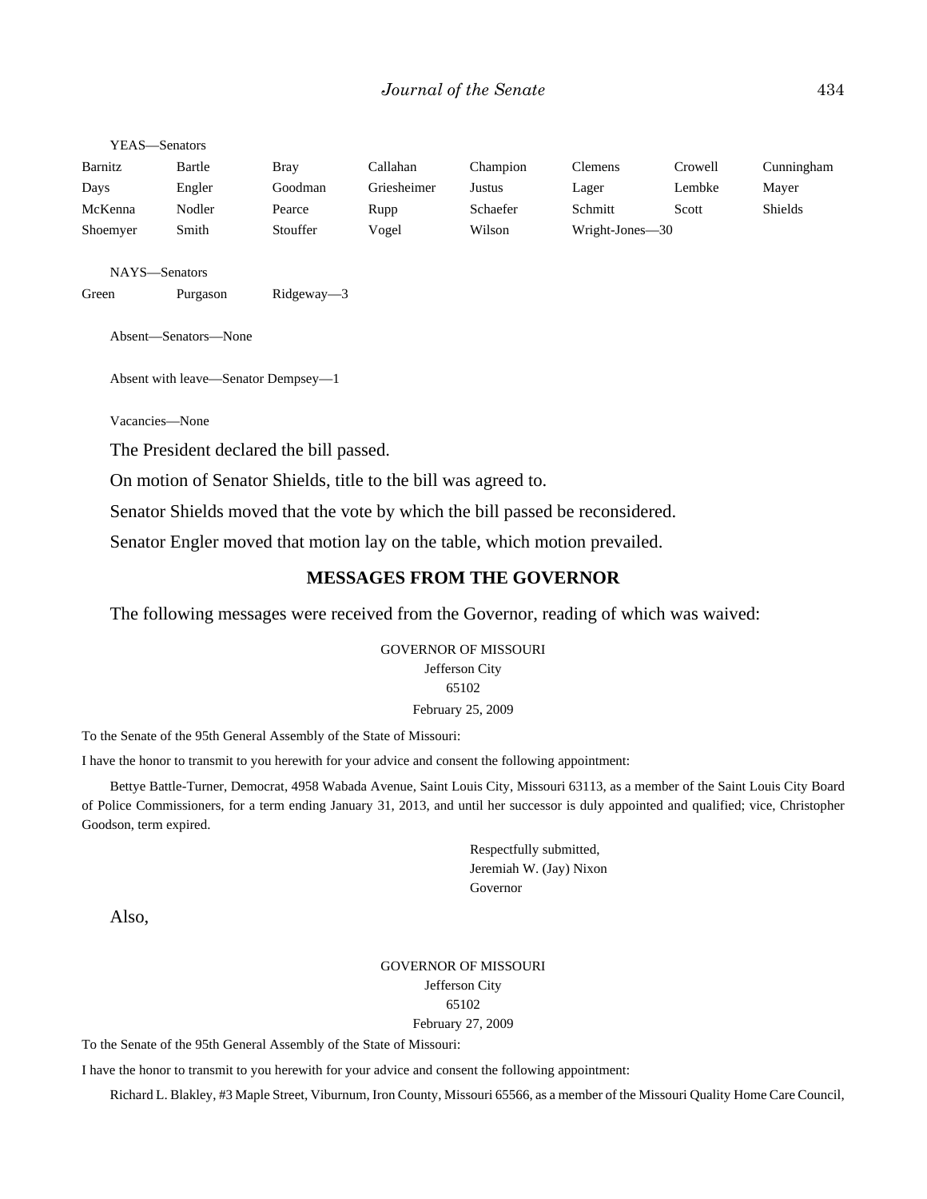YEAS—Senators

| | | | | | | | |
|---|---|---|---|---|---|---|---|
| Barnitz | Bartle | Bray | Callahan | Champion | Clemens | Crowell | Cunningham |
| Days | Engler | Goodman | Griesheimer | Justus | Lager | Lembke | Mayer |
| McKenna | Nodler | Pearce | Rupp | Schaefer | Schmitt | Scott | Shields |
| Shoemyer | Smith | Stouffer | Vogel | Wilson | Wright-Jones—30 | | |

NAYS—Senators

| | | |
|---|---|---|
| Green | Purgason | Ridgeway—3 |

Absent—Senators—None

Absent with leave—Senator Dempsey—1

Vacancies—None

The President declared the bill passed.

On motion of Senator Shields, title to the bill was agreed to.

Senator Shields moved that the vote by which the bill passed be reconsidered.

Senator Engler moved that motion lay on the table, which motion prevailed.

## MESSAGES FROM THE GOVERNOR

The following messages were received from the Governor, reading of which was waived:

GOVERNOR OF MISSOURI
Jefferson City
65102
February 25, 2009

To the Senate of the 95th General Assembly of the State of Missouri:

I have the honor to transmit to you herewith for your advice and consent the following appointment:

Bettye Battle-Turner, Democrat, 4958 Wabada Avenue, Saint Louis City, Missouri 63113, as a member of the Saint Louis City Board of Police Commissioners, for a term ending January 31, 2013, and until her successor is duly appointed and qualified; vice, Christopher Goodson, term expired.

Respectfully submitted,
Jeremiah W. (Jay) Nixon
Governor

Also,

GOVERNOR OF MISSOURI
Jefferson City
65102
February 27, 2009

To the Senate of the 95th General Assembly of the State of Missouri:

I have the honor to transmit to you herewith for your advice and consent the following appointment:

Richard L. Blakley, #3 Maple Street, Viburnum, Iron County, Missouri 65566, as a member of the Missouri Quality Home Care Council,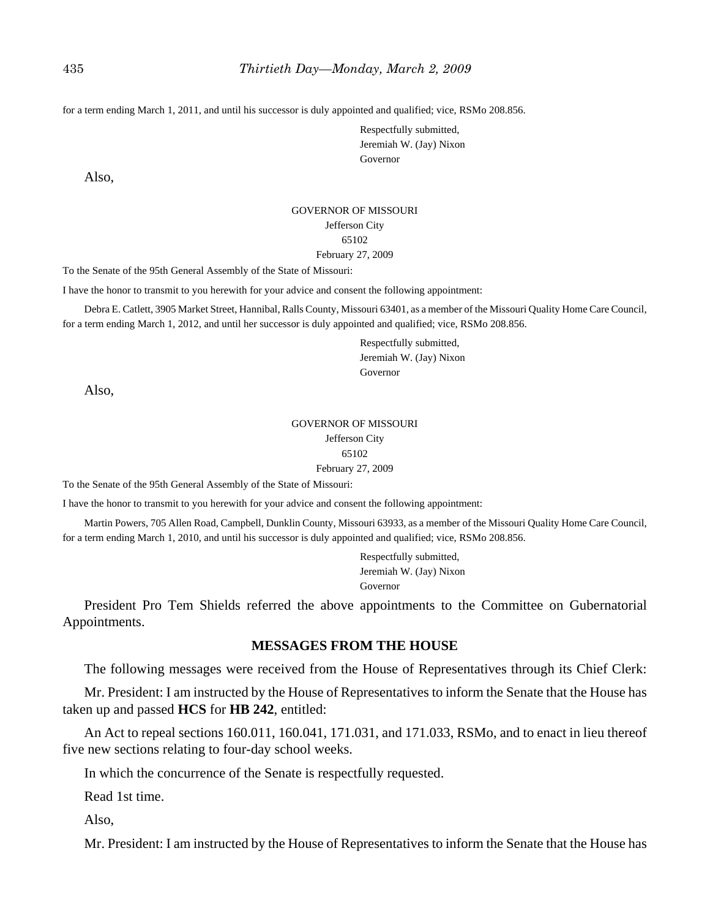for a term ending March 1, 2011, and until his successor is duly appointed and qualified; vice, RSMo 208.856.

Respectfully submitted,
Jeremiah W. (Jay) Nixon
Governor

Also,

GOVERNOR OF MISSOURI
Jefferson City
65102
February 27, 2009

To the Senate of the 95th General Assembly of the State of Missouri:

I have the honor to transmit to you herewith for your advice and consent the following appointment:

Debra E. Catlett, 3905 Market Street, Hannibal, Ralls County, Missouri 63401, as a member of the Missouri Quality Home Care Council, for a term ending March 1, 2012, and until her successor is duly appointed and qualified; vice, RSMo 208.856.

Respectfully submitted,
Jeremiah W. (Jay) Nixon
Governor

Also,

GOVERNOR OF MISSOURI
Jefferson City
65102
February 27, 2009

To the Senate of the 95th General Assembly of the State of Missouri:

I have the honor to transmit to you herewith for your advice and consent the following appointment:

Martin Powers, 705 Allen Road, Campbell, Dunklin County, Missouri 63933, as a member of the Missouri Quality Home Care Council, for a term ending March 1, 2010, and until his successor is duly appointed and qualified; vice, RSMo 208.856.

Respectfully submitted,
Jeremiah W. (Jay) Nixon
Governor

President Pro Tem Shields referred the above appointments to the Committee on Gubernatorial Appointments.

## MESSAGES FROM THE HOUSE

The following messages were received from the House of Representatives through its Chief Clerk:

Mr. President: I am instructed by the House of Representatives to inform the Senate that the House has taken up and passed **HCS** for **HB 242**, entitled:

An Act to repeal sections 160.011, 160.041, 171.031, and 171.033, RSMo, and to enact in lieu thereof five new sections relating to four-day school weeks.

In which the concurrence of the Senate is respectfully requested.

Read 1st time.

Also,

Mr. President: I am instructed by the House of Representatives to inform the Senate that the House has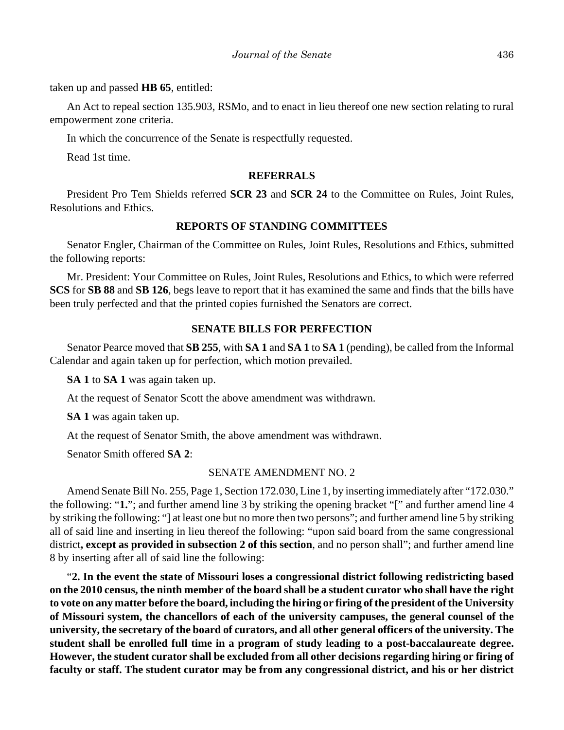taken up and passed **HB 65**, entitled:

An Act to repeal section 135.903, RSMo, and to enact in lieu thereof one new section relating to rural empowerment zone criteria.

In which the concurrence of the Senate is respectfully requested.

Read 1st time.

**REFERRALS**

President Pro Tem Shields referred **SCR 23** and **SCR 24** to the Committee on Rules, Joint Rules, Resolutions and Ethics.

**REPORTS OF STANDING COMMITTEES**

Senator Engler, Chairman of the Committee on Rules, Joint Rules, Resolutions and Ethics, submitted the following reports:

Mr. President: Your Committee on Rules, Joint Rules, Resolutions and Ethics, to which were referred **SCS** for **SB 88** and **SB 126**, begs leave to report that it has examined the same and finds that the bills have been truly perfected and that the printed copies furnished the Senators are correct.

**SENATE BILLS FOR PERFECTION**

Senator Pearce moved that **SB 255**, with **SA 1** and **SA 1** to **SA 1** (pending), be called from the Informal Calendar and again taken up for perfection, which motion prevailed.

**SA 1** to **SA 1** was again taken up.

At the request of Senator Scott the above amendment was withdrawn.

**SA 1** was again taken up.

At the request of Senator Smith, the above amendment was withdrawn.

Senator Smith offered **SA 2**:

SENATE AMENDMENT NO. 2

Amend Senate Bill No. 255, Page 1, Section 172.030, Line 1, by inserting immediately after "172.030." the following: "**1.**"; and further amend line 3 by striking the opening bracket "[" and further amend line 4 by striking the following: "] at least one but no more then two persons"; and further amend line 5 by striking all of said line and inserting in lieu thereof the following: "upon said board from the same congressional district**, except as provided in subsection 2 of this section**, and no person shall"; and further amend line 8 by inserting after all of said line the following:

"**2. In the event the state of Missouri loses a congressional district following redistricting based on the 2010 census, the ninth member of the board shall be a student curator who shall have the right to vote on any matter before the board, including the hiring or firing of the president of the University of Missouri system, the chancellors of each of the university campuses, the general counsel of the university, the secretary of the board of curators, and all other general officers of the university. The student shall be enrolled full time in a program of study leading to a post-baccalaureate degree. However, the student curator shall be excluded from all other decisions regarding hiring or firing of faculty or staff. The student curator may be from any congressional district, and his or her district**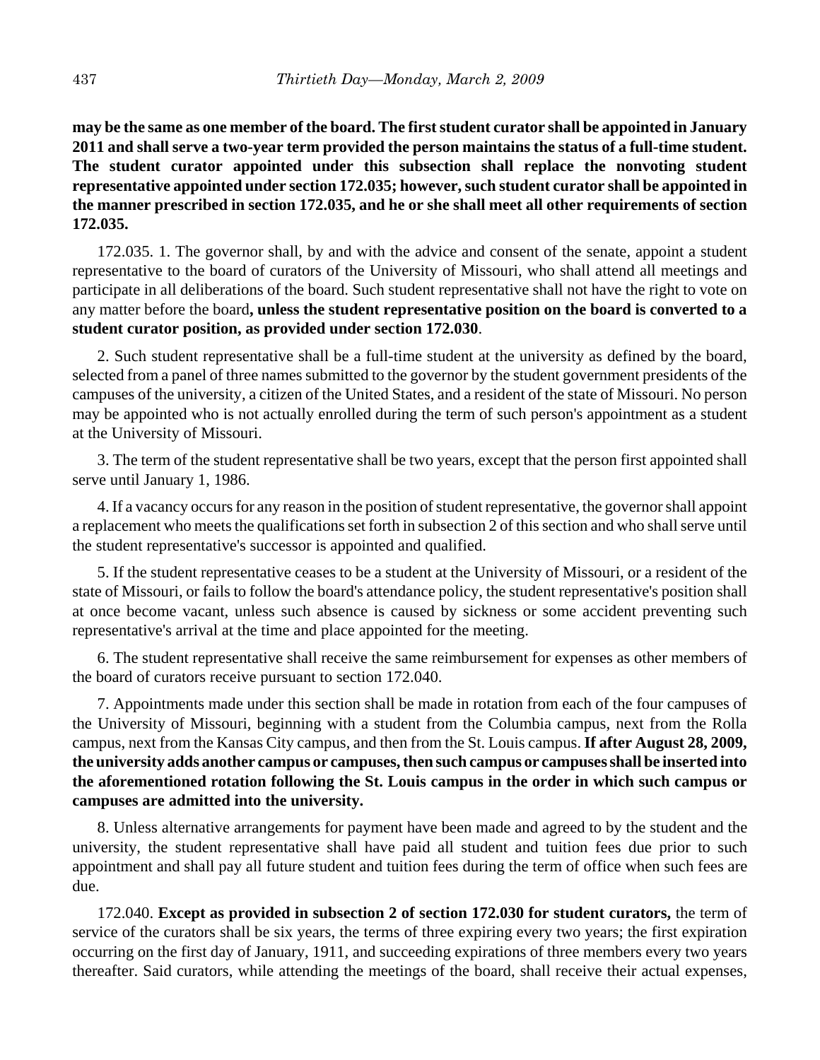**may be the same as one member of the board. The first student curator shall be appointed in January 2011 and shall serve a two-year term provided the person maintains the status of a full-time student. The student curator appointed under this subsection shall replace the nonvoting student representative appointed under section 172.035; however, such student curator shall be appointed in the manner prescribed in section 172.035, and he or she shall meet all other requirements of section 172.035.**

172.035. 1. The governor shall, by and with the advice and consent of the senate, appoint a student representative to the board of curators of the University of Missouri, who shall attend all meetings and participate in all deliberations of the board. Such student representative shall not have the right to vote on any matter before the board**, unless the student representative position on the board is converted to a student curator position, as provided under section 172.030**.

2. Such student representative shall be a full-time student at the university as defined by the board, selected from a panel of three names submitted to the governor by the student government presidents of the campuses of the university, a citizen of the United States, and a resident of the state of Missouri. No person may be appointed who is not actually enrolled during the term of such person's appointment as a student at the University of Missouri.

3. The term of the student representative shall be two years, except that the person first appointed shall serve until January 1, 1986.

4. If a vacancy occurs for any reason in the position of student representative, the governor shall appoint a replacement who meets the qualifications set forth in subsection 2 of this section and who shall serve until the student representative's successor is appointed and qualified.

5. If the student representative ceases to be a student at the University of Missouri, or a resident of the state of Missouri, or fails to follow the board's attendance policy, the student representative's position shall at once become vacant, unless such absence is caused by sickness or some accident preventing such representative's arrival at the time and place appointed for the meeting.

6. The student representative shall receive the same reimbursement for expenses as other members of the board of curators receive pursuant to section 172.040.

7. Appointments made under this section shall be made in rotation from each of the four campuses of the University of Missouri, beginning with a student from the Columbia campus, next from the Rolla campus, next from the Kansas City campus, and then from the St. Louis campus. **If after August 28, 2009, the university adds another campus or campuses, then such campus or campuses shall be inserted into the aforementioned rotation following the St. Louis campus in the order in which such campus or campuses are admitted into the university.**

8. Unless alternative arrangements for payment have been made and agreed to by the student and the university, the student representative shall have paid all student and tuition fees due prior to such appointment and shall pay all future student and tuition fees during the term of office when such fees are due.

172.040. **Except as provided in subsection 2 of section 172.030 for student curators,** the term of service of the curators shall be six years, the terms of three expiring every two years; the first expiration occurring on the first day of January, 1911, and succeeding expirations of three members every two years thereafter. Said curators, while attending the meetings of the board, shall receive their actual expenses,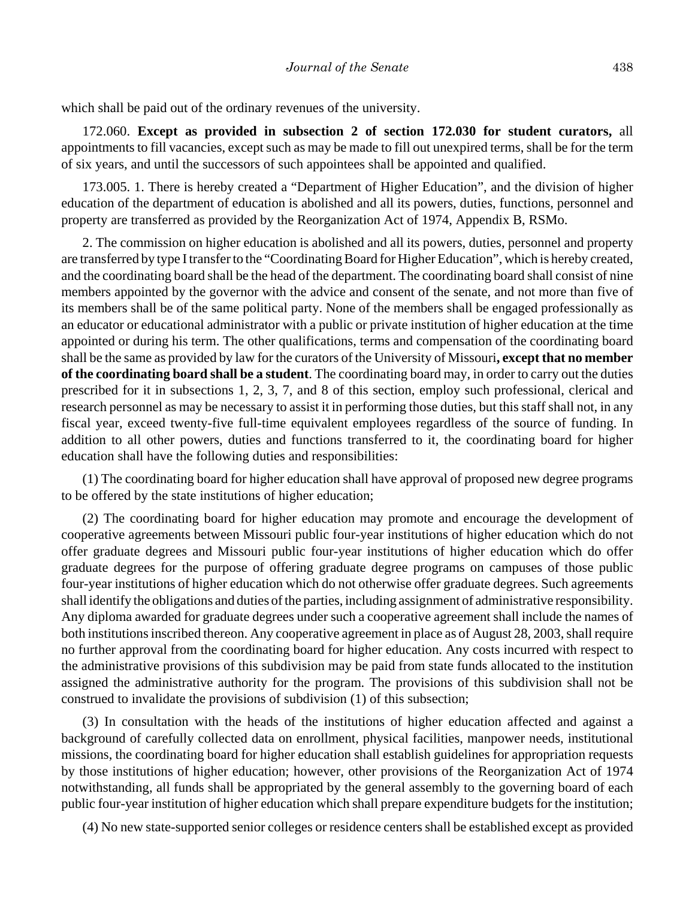which shall be paid out of the ordinary revenues of the university.

172.060. **Except as provided in subsection 2 of section 172.030 for student curators,** all appointments to fill vacancies, except such as may be made to fill out unexpired terms, shall be for the term of six years, and until the successors of such appointees shall be appointed and qualified.

173.005. 1. There is hereby created a "Department of Higher Education", and the division of higher education of the department of education is abolished and all its powers, duties, functions, personnel and property are transferred as provided by the Reorganization Act of 1974, Appendix B, RSMo.

2. The commission on higher education is abolished and all its powers, duties, personnel and property are transferred by type I transfer to the "Coordinating Board for Higher Education", which is hereby created, and the coordinating board shall be the head of the department. The coordinating board shall consist of nine members appointed by the governor with the advice and consent of the senate, and not more than five of its members shall be of the same political party. None of the members shall be engaged professionally as an educator or educational administrator with a public or private institution of higher education at the time appointed or during his term. The other qualifications, terms and compensation of the coordinating board shall be the same as provided by law for the curators of the University of Missouri**, except that no member of the coordinating board shall be a student**. The coordinating board may, in order to carry out the duties prescribed for it in subsections 1, 2, 3, 7, and 8 of this section, employ such professional, clerical and research personnel as may be necessary to assist it in performing those duties, but this staff shall not, in any fiscal year, exceed twenty-five full-time equivalent employees regardless of the source of funding. In addition to all other powers, duties and functions transferred to it, the coordinating board for higher education shall have the following duties and responsibilities:

(1) The coordinating board for higher education shall have approval of proposed new degree programs to be offered by the state institutions of higher education;

(2) The coordinating board for higher education may promote and encourage the development of cooperative agreements between Missouri public four-year institutions of higher education which do not offer graduate degrees and Missouri public four-year institutions of higher education which do offer graduate degrees for the purpose of offering graduate degree programs on campuses of those public four-year institutions of higher education which do not otherwise offer graduate degrees. Such agreements shall identify the obligations and duties of the parties, including assignment of administrative responsibility. Any diploma awarded for graduate degrees under such a cooperative agreement shall include the names of both institutions inscribed thereon. Any cooperative agreement in place as of August 28, 2003, shall require no further approval from the coordinating board for higher education. Any costs incurred with respect to the administrative provisions of this subdivision may be paid from state funds allocated to the institution assigned the administrative authority for the program. The provisions of this subdivision shall not be construed to invalidate the provisions of subdivision (1) of this subsection;

(3) In consultation with the heads of the institutions of higher education affected and against a background of carefully collected data on enrollment, physical facilities, manpower needs, institutional missions, the coordinating board for higher education shall establish guidelines for appropriation requests by those institutions of higher education; however, other provisions of the Reorganization Act of 1974 notwithstanding, all funds shall be appropriated by the general assembly to the governing board of each public four-year institution of higher education which shall prepare expenditure budgets for the institution;

(4) No new state-supported senior colleges or residence centers shall be established except as provided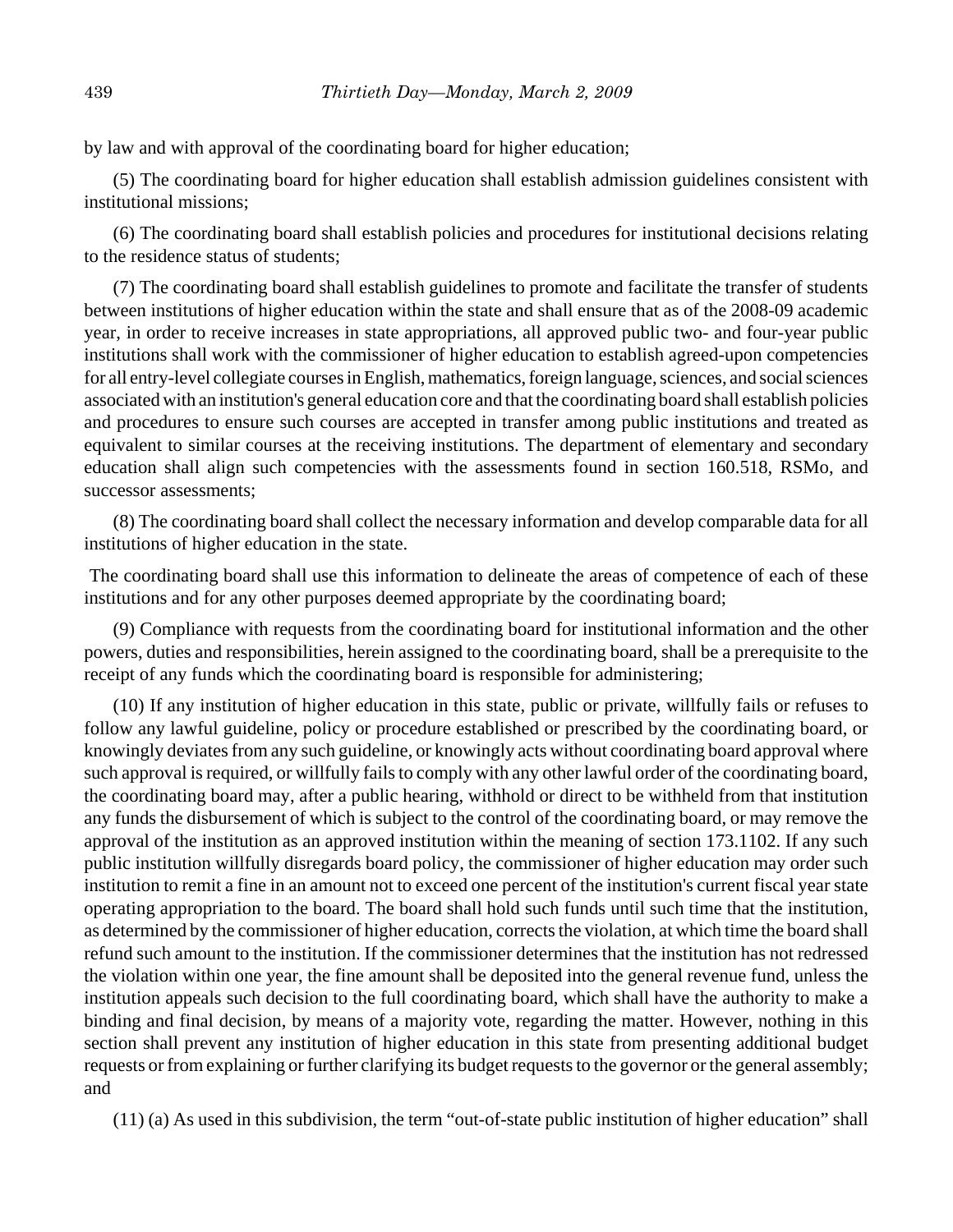by law and with approval of the coordinating board for higher education;

(5) The coordinating board for higher education shall establish admission guidelines consistent with institutional missions;

(6) The coordinating board shall establish policies and procedures for institutional decisions relating to the residence status of students;

(7) The coordinating board shall establish guidelines to promote and facilitate the transfer of students between institutions of higher education within the state and shall ensure that as of the 2008-09 academic year, in order to receive increases in state appropriations, all approved public two- and four-year public institutions shall work with the commissioner of higher education to establish agreed-upon competencies for all entry-level collegiate courses in English, mathematics, foreign language, sciences, and social sciences associated with an institution's general education core and that the coordinating board shall establish policies and procedures to ensure such courses are accepted in transfer among public institutions and treated as equivalent to similar courses at the receiving institutions. The department of elementary and secondary education shall align such competencies with the assessments found in section 160.518, RSMo, and successor assessments;

(8) The coordinating board shall collect the necessary information and develop comparable data for all institutions of higher education in the state.

The coordinating board shall use this information to delineate the areas of competence of each of these institutions and for any other purposes deemed appropriate by the coordinating board;

(9) Compliance with requests from the coordinating board for institutional information and the other powers, duties and responsibilities, herein assigned to the coordinating board, shall be a prerequisite to the receipt of any funds which the coordinating board is responsible for administering;

(10) If any institution of higher education in this state, public or private, willfully fails or refuses to follow any lawful guideline, policy or procedure established or prescribed by the coordinating board, or knowingly deviates from any such guideline, or knowingly acts without coordinating board approval where such approval is required, or willfully fails to comply with any other lawful order of the coordinating board, the coordinating board may, after a public hearing, withhold or direct to be withheld from that institution any funds the disbursement of which is subject to the control of the coordinating board, or may remove the approval of the institution as an approved institution within the meaning of section 173.1102. If any such public institution willfully disregards board policy, the commissioner of higher education may order such institution to remit a fine in an amount not to exceed one percent of the institution's current fiscal year state operating appropriation to the board. The board shall hold such funds until such time that the institution, as determined by the commissioner of higher education, corrects the violation, at which time the board shall refund such amount to the institution. If the commissioner determines that the institution has not redressed the violation within one year, the fine amount shall be deposited into the general revenue fund, unless the institution appeals such decision to the full coordinating board, which shall have the authority to make a binding and final decision, by means of a majority vote, regarding the matter. However, nothing in this section shall prevent any institution of higher education in this state from presenting additional budget requests or from explaining or further clarifying its budget requests to the governor or the general assembly; and

(11) (a) As used in this subdivision, the term "out-of-state public institution of higher education" shall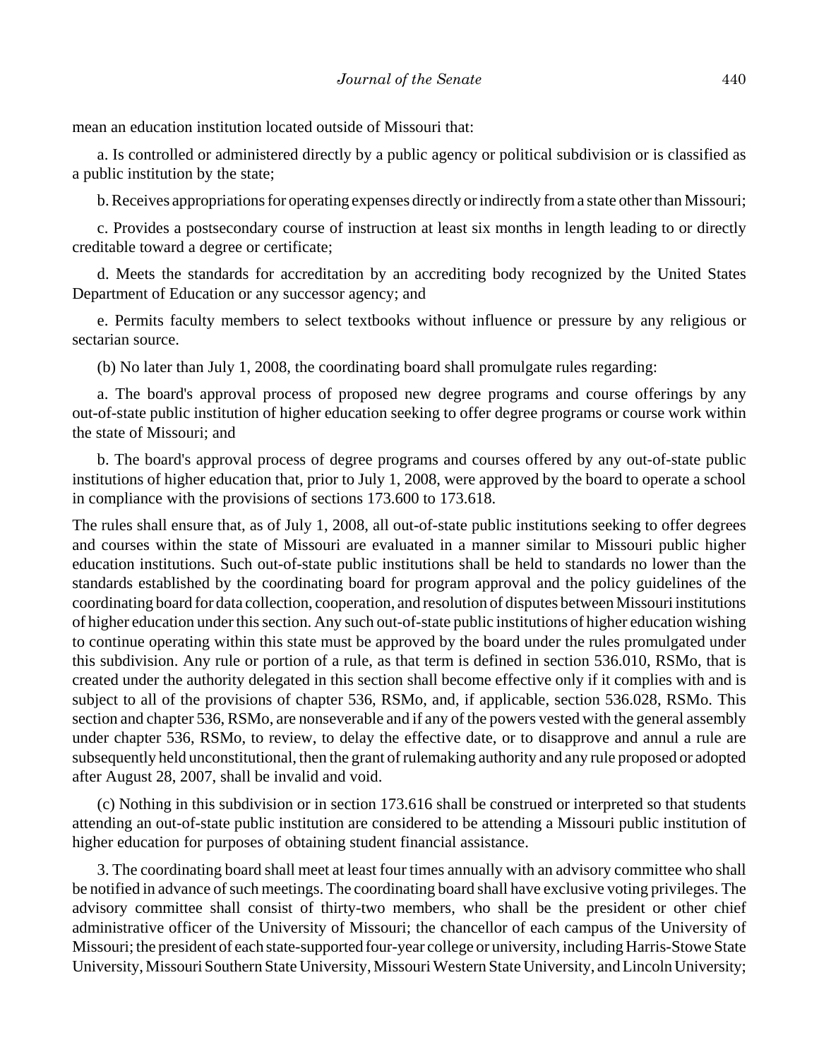mean an education institution located outside of Missouri that:

a. Is controlled or administered directly by a public agency or political subdivision or is classified as a public institution by the state;

b. Receives appropriations for operating expenses directly or indirectly from a state other than Missouri;

c. Provides a postsecondary course of instruction at least six months in length leading to or directly creditable toward a degree or certificate;

d. Meets the standards for accreditation by an accrediting body recognized by the United States Department of Education or any successor agency; and

e. Permits faculty members to select textbooks without influence or pressure by any religious or sectarian source.

(b) No later than July 1, 2008, the coordinating board shall promulgate rules regarding:

a. The board's approval process of proposed new degree programs and course offerings by any out-of-state public institution of higher education seeking to offer degree programs or course work within the state of Missouri; and

b. The board's approval process of degree programs and courses offered by any out-of-state public institutions of higher education that, prior to July 1, 2008, were approved by the board to operate a school in compliance with the provisions of sections 173.600 to 173.618.

The rules shall ensure that, as of July 1, 2008, all out-of-state public institutions seeking to offer degrees and courses within the state of Missouri are evaluated in a manner similar to Missouri public higher education institutions. Such out-of-state public institutions shall be held to standards no lower than the standards established by the coordinating board for program approval and the policy guidelines of the coordinating board for data collection, cooperation, and resolution of disputes between Missouri institutions of higher education under this section. Any such out-of-state public institutions of higher education wishing to continue operating within this state must be approved by the board under the rules promulgated under this subdivision. Any rule or portion of a rule, as that term is defined in section 536.010, RSMo, that is created under the authority delegated in this section shall become effective only if it complies with and is subject to all of the provisions of chapter 536, RSMo, and, if applicable, section 536.028, RSMo. This section and chapter 536, RSMo, are nonseverable and if any of the powers vested with the general assembly under chapter 536, RSMo, to review, to delay the effective date, or to disapprove and annul a rule are subsequently held unconstitutional, then the grant of rulemaking authority and any rule proposed or adopted after August 28, 2007, shall be invalid and void.

(c) Nothing in this subdivision or in section 173.616 shall be construed or interpreted so that students attending an out-of-state public institution are considered to be attending a Missouri public institution of higher education for purposes of obtaining student financial assistance.

3. The coordinating board shall meet at least four times annually with an advisory committee who shall be notified in advance of such meetings. The coordinating board shall have exclusive voting privileges. The advisory committee shall consist of thirty-two members, who shall be the president or other chief administrative officer of the University of Missouri; the chancellor of each campus of the University of Missouri; the president of each state-supported four-year college or university, including Harris-Stowe State University, Missouri Southern State University, Missouri Western State University, and Lincoln University;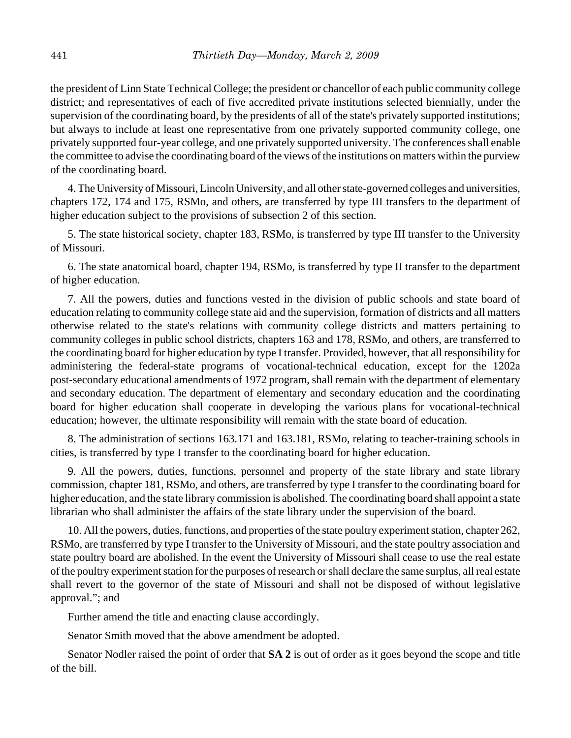the president of Linn State Technical College; the president or chancellor of each public community college district; and representatives of each of five accredited private institutions selected biennially, under the supervision of the coordinating board, by the presidents of all of the state's privately supported institutions; but always to include at least one representative from one privately supported community college, one privately supported four-year college, and one privately supported university. The conferences shall enable the committee to advise the coordinating board of the views of the institutions on matters within the purview of the coordinating board.

4. The University of Missouri, Lincoln University, and all other state-governed colleges and universities, chapters 172, 174 and 175, RSMo, and others, are transferred by type III transfers to the department of higher education subject to the provisions of subsection 2 of this section.

5. The state historical society, chapter 183, RSMo, is transferred by type III transfer to the University of Missouri.

6. The state anatomical board, chapter 194, RSMo, is transferred by type II transfer to the department of higher education.

7. All the powers, duties and functions vested in the division of public schools and state board of education relating to community college state aid and the supervision, formation of districts and all matters otherwise related to the state's relations with community college districts and matters pertaining to community colleges in public school districts, chapters 163 and 178, RSMo, and others, are transferred to the coordinating board for higher education by type I transfer. Provided, however, that all responsibility for administering the federal-state programs of vocational-technical education, except for the 1202a post-secondary educational amendments of 1972 program, shall remain with the department of elementary and secondary education. The department of elementary and secondary education and the coordinating board for higher education shall cooperate in developing the various plans for vocational-technical education; however, the ultimate responsibility will remain with the state board of education.

8. The administration of sections 163.171 and 163.181, RSMo, relating to teacher-training schools in cities, is transferred by type I transfer to the coordinating board for higher education.

9. All the powers, duties, functions, personnel and property of the state library and state library commission, chapter 181, RSMo, and others, are transferred by type I transfer to the coordinating board for higher education, and the state library commission is abolished. The coordinating board shall appoint a state librarian who shall administer the affairs of the state library under the supervision of the board.

10. All the powers, duties, functions, and properties of the state poultry experiment station, chapter 262, RSMo, are transferred by type I transfer to the University of Missouri, and the state poultry association and state poultry board are abolished. In the event the University of Missouri shall cease to use the real estate of the poultry experiment station for the purposes of research or shall declare the same surplus, all real estate shall revert to the governor of the state of Missouri and shall not be disposed of without legislative approval."; and

Further amend the title and enacting clause accordingly.

Senator Smith moved that the above amendment be adopted.

Senator Nodler raised the point of order that **SA 2** is out of order as it goes beyond the scope and title of the bill.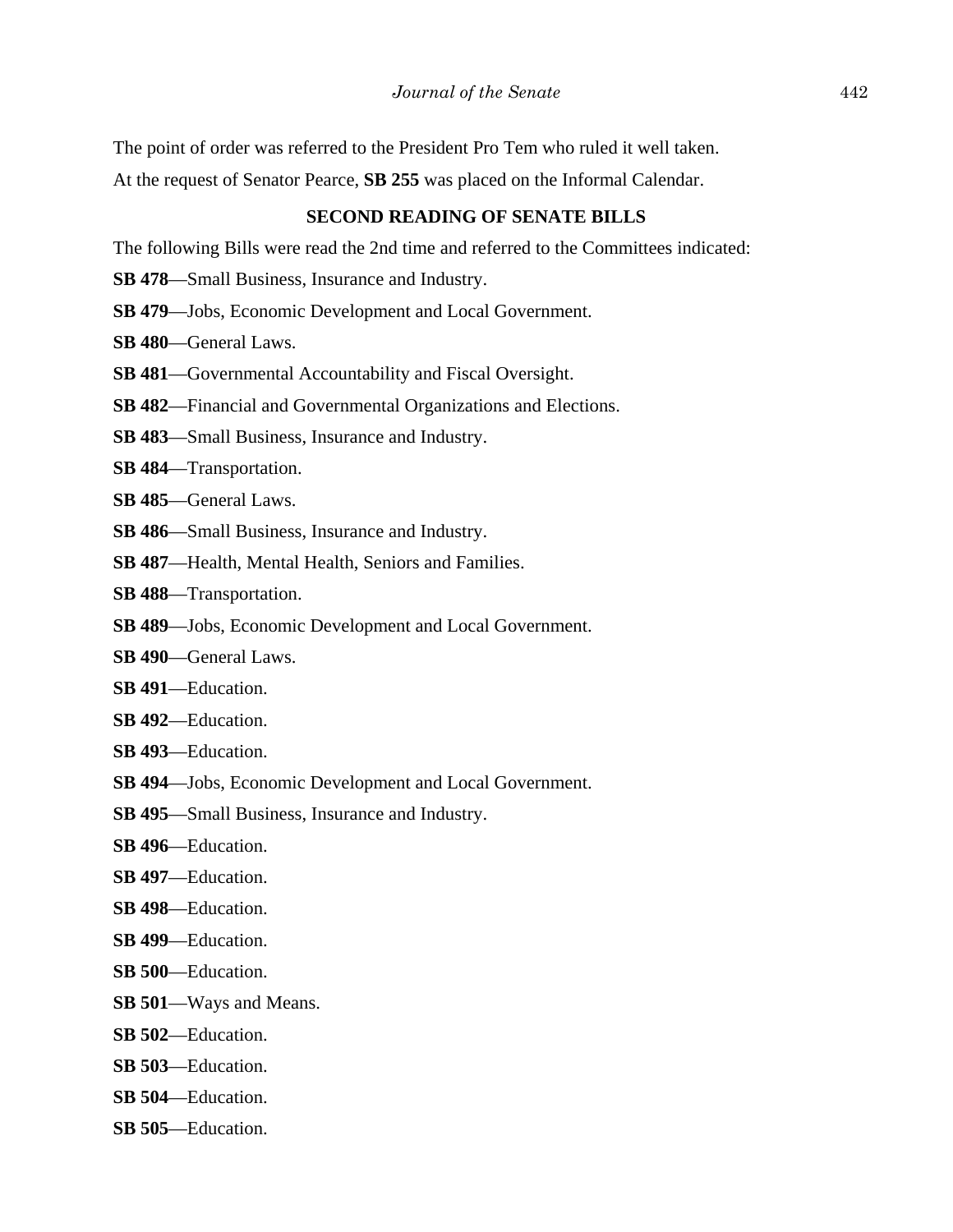The point of order was referred to the President Pro Tem who ruled it well taken.

At the request of Senator Pearce, **SB 255** was placed on the Informal Calendar.

## SECOND READING OF SENATE BILLS

The following Bills were read the 2nd time and referred to the Committees indicated:

**SB 478**—Small Business, Insurance and Industry.

**SB 479**—Jobs, Economic Development and Local Government.

**SB 480**—General Laws.

**SB 481**—Governmental Accountability and Fiscal Oversight.

**SB 482**—Financial and Governmental Organizations and Elections.

**SB 483**—Small Business, Insurance and Industry.

**SB 484**—Transportation.

**SB 485**—General Laws.

**SB 486**—Small Business, Insurance and Industry.

**SB 487**—Health, Mental Health, Seniors and Families.

**SB 488**—Transportation.

**SB 489**—Jobs, Economic Development and Local Government.

**SB 490**—General Laws.

**SB 491**—Education.

**SB 492**—Education.

**SB 493**—Education.

**SB 494**—Jobs, Economic Development and Local Government.

**SB 495**—Small Business, Insurance and Industry.

**SB 496**—Education.

**SB 497**—Education.

**SB 498**—Education.

**SB 499**—Education.

**SB 500**—Education.

**SB 501**—Ways and Means.

**SB 502**—Education.

**SB 503**—Education.

**SB 504**—Education.

**SB 505**—Education.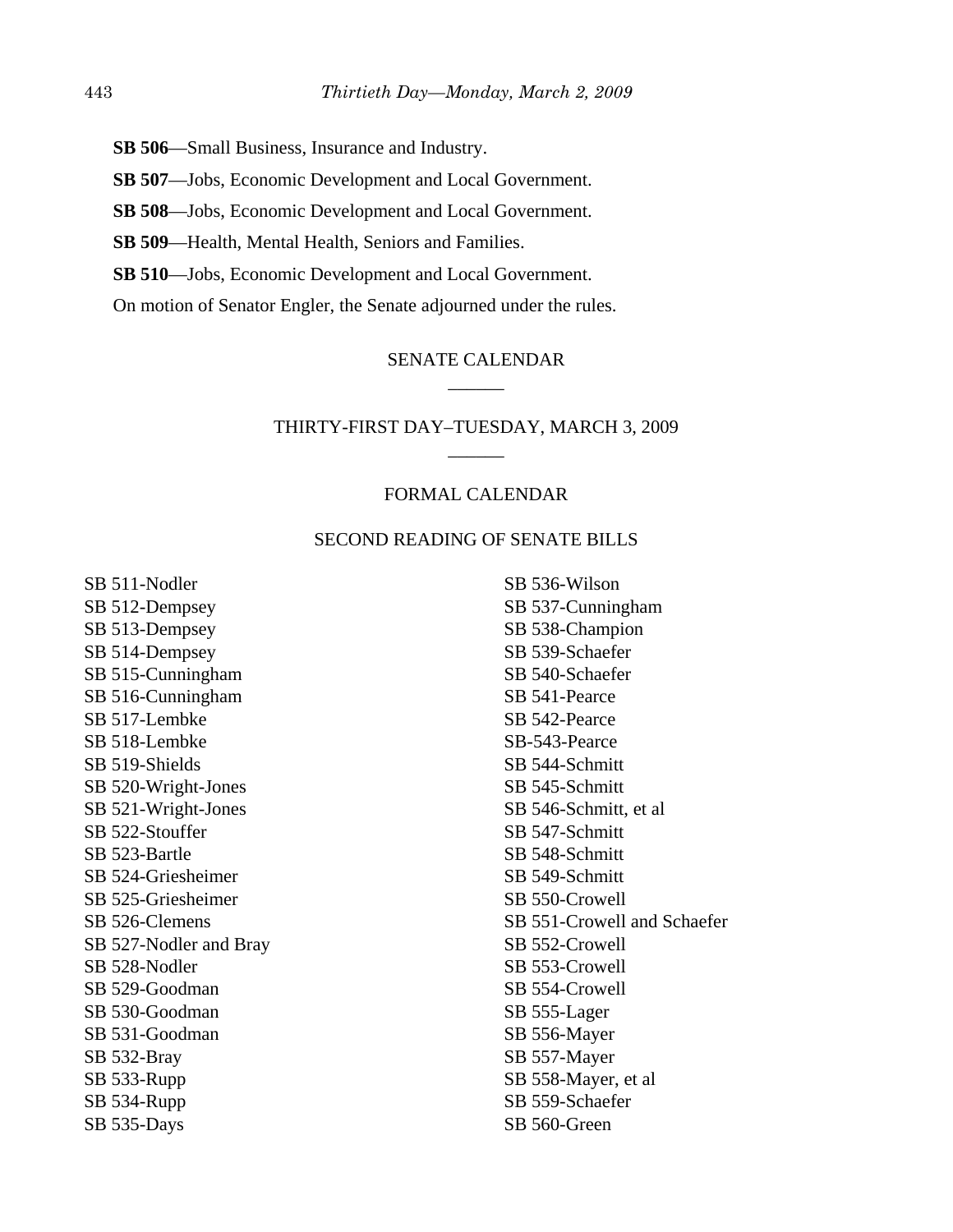**SB 506**—Small Business, Insurance and Industry.

**SB 507**—Jobs, Economic Development and Local Government.

**SB 508**—Jobs, Economic Development and Local Government.

**SB 509**—Health, Mental Health, Seniors and Families.

**SB 510**—Jobs, Economic Development and Local Government.

On motion of Senator Engler, the Senate adjourned under the rules.

## SENATE CALENDAR

______

## THIRTY-FIRST DAY–TUESDAY, MARCH 3, 2009

______

## FORMAL CALENDAR

### SECOND READING OF SENATE BILLS

SB 511-Nodler
SB 512-Dempsey
SB 513-Dempsey
SB 514-Dempsey
SB 515-Cunningham
SB 516-Cunningham
SB 517-Lembke
SB 518-Lembke
SB 519-Shields
SB 520-Wright-Jones
SB 521-Wright-Jones
SB 522-Stouffer
SB 523-Bartle
SB 524-Griesheimer
SB 525-Griesheimer
SB 526-Clemens
SB 527-Nodler and Bray
SB 528-Nodler
SB 529-Goodman
SB 530-Goodman
SB 531-Goodman
SB 532-Bray
SB 533-Rupp
SB 534-Rupp
SB 535-Days
SB 536-Wilson
SB 537-Cunningham
SB 538-Champion
SB 539-Schaefer
SB 540-Schaefer
SB 541-Pearce
SB 542-Pearce
SB-543-Pearce
SB 544-Schmitt
SB 545-Schmitt
SB 546-Schmitt, et al
SB 547-Schmitt
SB 548-Schmitt
SB 549-Schmitt
SB 550-Crowell
SB 551-Crowell and Schaefer
SB 552-Crowell
SB 553-Crowell
SB 554-Crowell
SB 555-Lager
SB 556-Mayer
SB 557-Mayer
SB 558-Mayer, et al
SB 559-Schaefer
SB 560-Green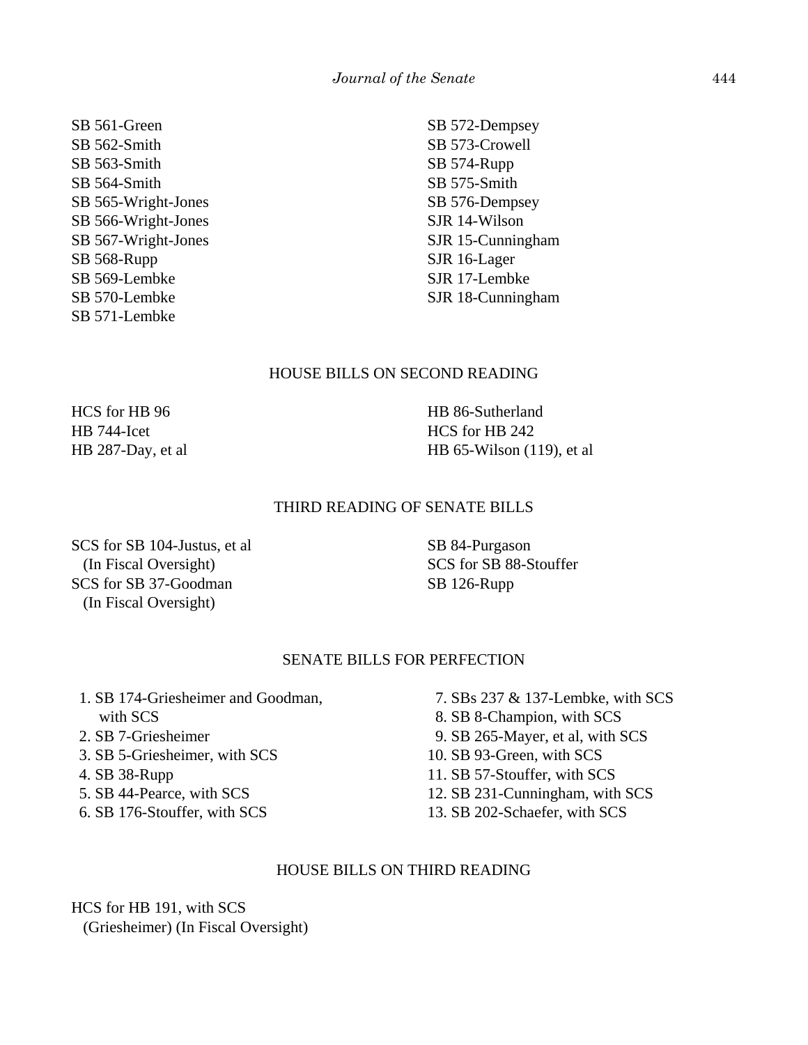SB 561-Green
SB 562-Smith
SB 563-Smith
SB 564-Smith
SB 565-Wright-Jones
SB 566-Wright-Jones
SB 567-Wright-Jones
SB 568-Rupp
SB 569-Lembke
SB 570-Lembke
SB 571-Lembke
SB 572-Dempsey
SB 573-Crowell
SB 574-Rupp
SB 575-Smith
SB 576-Dempsey
SJR 14-Wilson
SJR 15-Cunningham
SJR 16-Lager
SJR 17-Lembke
SJR 18-Cunningham

## HOUSE BILLS ON SECOND READING

HCS for HB 96
HB 744-Icet
HB 287-Day, et al
HB 86-Sutherland
HCS for HB 242
HB 65-Wilson (119), et al

## THIRD READING OF SENATE BILLS

SCS for SB 104-Justus, et al
(In Fiscal Oversight)
SCS for SB 37-Goodman
(In Fiscal Oversight)
SB 84-Purgason
SCS for SB 88-Stouffer
SB 126-Rupp

## SENATE BILLS FOR PERFECTION

1. SB 174-Griesheimer and Goodman, with SCS
2. SB 7-Griesheimer
3. SB 5-Griesheimer, with SCS
4. SB 38-Rupp
5. SB 44-Pearce, with SCS
6. SB 176-Stouffer, with SCS
7. SBs 237 & 137-Lembke, with SCS
8. SB 8-Champion, with SCS
9. SB 265-Mayer, et al, with SCS
10. SB 93-Green, with SCS
11. SB 57-Stouffer, with SCS
12. SB 231-Cunningham, with SCS
13. SB 202-Schaefer, with SCS

## HOUSE BILLS ON THIRD READING

HCS for HB 191, with SCS
(Griesheimer) (In Fiscal Oversight)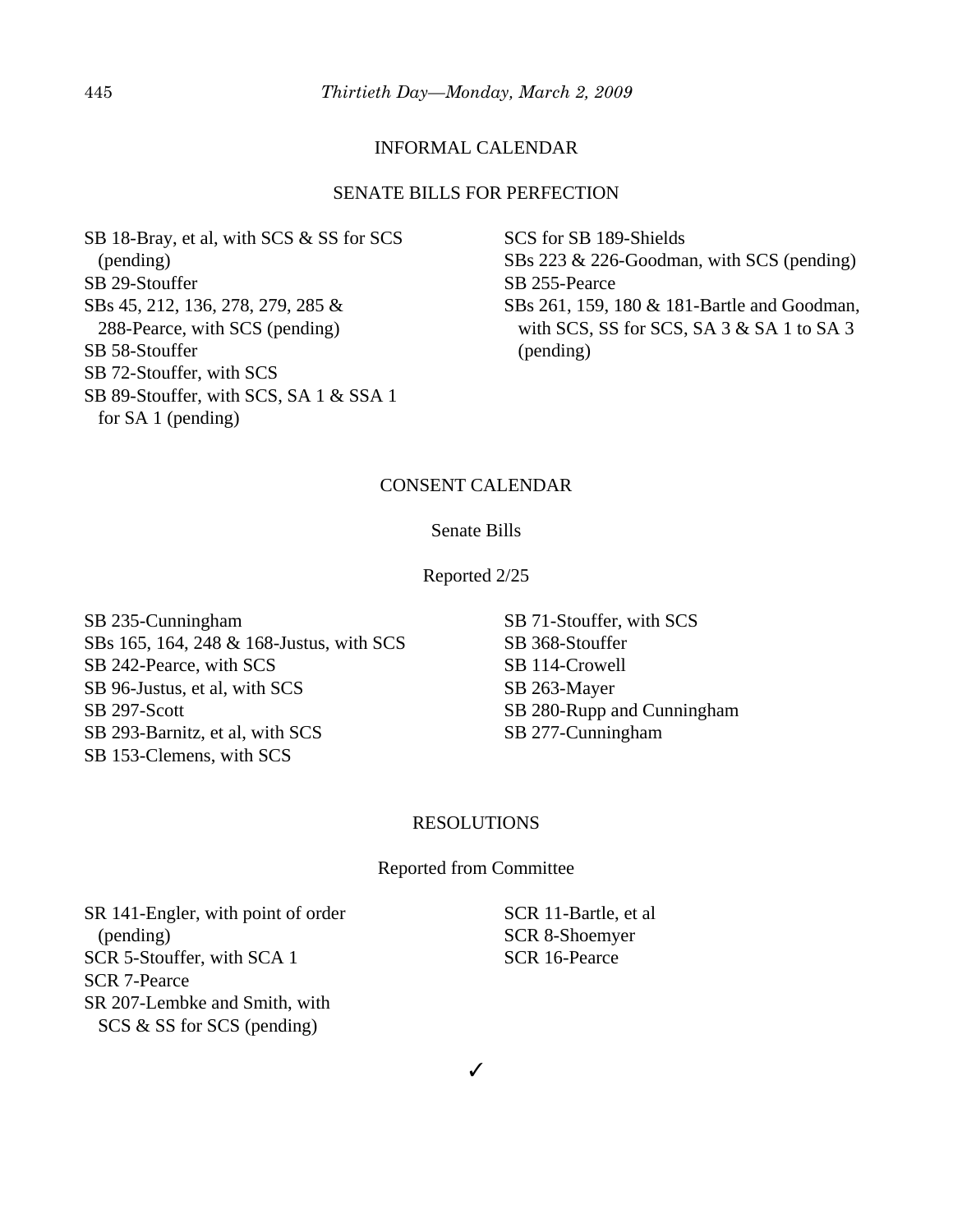## INFORMAL CALENDAR

### SENATE BILLS FOR PERFECTION

SB 18-Bray, et al, with SCS & SS for SCS (pending)
SB 29-Stouffer
SBs 45, 212, 136, 278, 279, 285 & 288-Pearce, with SCS (pending)
SB 58-Stouffer
SB 72-Stouffer, with SCS
SB 89-Stouffer, with SCS, SA 1 & SSA 1 for SA 1 (pending)
SCS for SB 189-Shields
SBs 223 & 226-Goodman, with SCS (pending)
SB 255-Pearce
SBs 261, 159, 180 & 181-Bartle and Goodman, with SCS, SS for SCS, SA 3 & SA 1 to SA 3 (pending)

## CONSENT CALENDAR

### Senate Bills

#### Reported 2/25

SB 235-Cunningham
SBs 165, 164, 248 & 168-Justus, with SCS
SB 242-Pearce, with SCS
SB 96-Justus, et al, with SCS
SB 297-Scott
SB 293-Barnitz, et al, with SCS
SB 153-Clemens, with SCS
SB 71-Stouffer, with SCS
SB 368-Stouffer
SB 114-Crowell
SB 263-Mayer
SB 280-Rupp and Cunningham
SB 277-Cunningham

## RESOLUTIONS

### Reported from Committee

SR 141-Engler, with point of order (pending)
SCR 5-Stouffer, with SCA 1
SCR 7-Pearce
SR 207-Lembke and Smith, with SCS & SS for SCS (pending)
SCR 11-Bartle, et al
SCR 8-Shoemyer
SCR 16-Pearce

✓